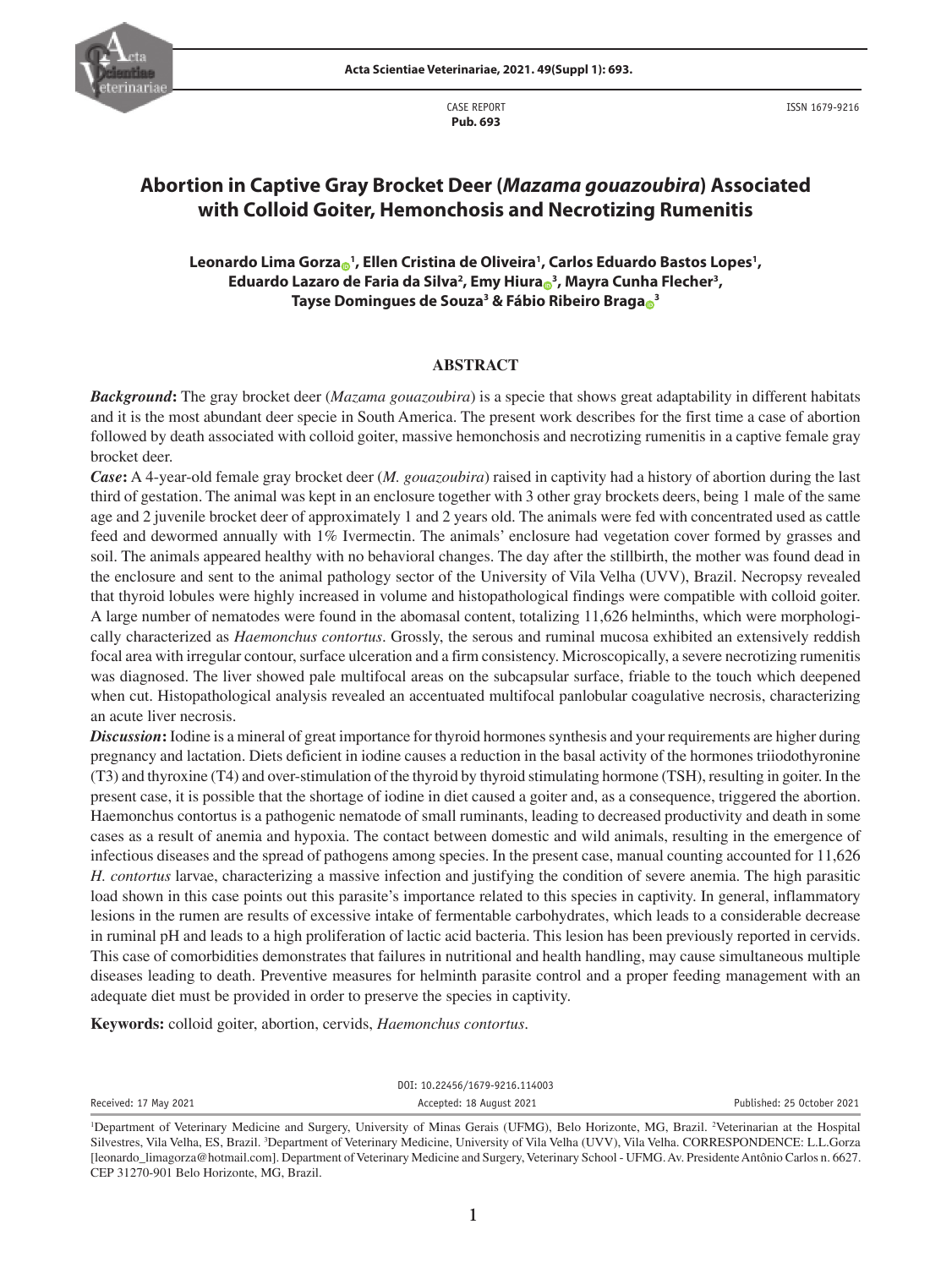CASE REPORT
**Pub. 693**

ISSN 1679-9216

# Abortion in Captive Gray Brocket Deer (*Mazama gouazoubira*) Associated with Colloid Goiter, Hemonchosis and Necrotizing Rumenitis

**Leonardo Lima Gorza[1], Ellen Cristina de Oliveira[1], Carlos Eduardo Bastos Lopes[1], Eduardo Lazaro de Faria da Silva[2], Emy Hiura[3], Mayra Cunha Flecher[3], Tayse Domingues de Souza[3] & Fábio Ribeiro Braga[3]**

## ABSTRACT

***Background*:** The gray brocket deer (*Mazama gouazoubira*) is a specie that shows great adaptability in different habitats and it is the most abundant deer specie in South America. The present work describes for the first time a case of abortion followed by death associated with colloid goiter, massive hemonchosis and necrotizing rumenitis in a captive female gray brocket deer.

***Case*:** A 4-year-old female gray brocket deer (*M. gouazoubira*) raised in captivity had a history of abortion during the last third of gestation. The animal was kept in an enclosure together with 3 other gray brockets deers, being 1 male of the same age and 2 juvenile brocket deer of approximately 1 and 2 years old. The animals were fed with concentrated used as cattle feed and dewormed annually with 1% Ivermectin. The animals' enclosure had vegetation cover formed by grasses and soil. The animals appeared healthy with no behavioral changes. The day after the stillbirth, the mother was found dead in the enclosure and sent to the animal pathology sector of the University of Vila Velha (UVV), Brazil. Necropsy revealed that thyroid lobules were highly increased in volume and histopathological findings were compatible with colloid goiter. A large number of nematodes were found in the abomasal content, totalizing 11,626 helminths, which were morphologically characterized as *Haemonchus contortus*. Grossly, the serous and ruminal mucosa exhibited an extensively reddish focal area with irregular contour, surface ulceration and a firm consistency. Microscopically, a severe necrotizing rumenitis was diagnosed. The liver showed pale multifocal areas on the subcapsular surface, friable to the touch which deepened when cut. Histopathological analysis revealed an accentuated multifocal panlobular coagulative necrosis, characterizing an acute liver necrosis.

***Discussion*:** Iodine is a mineral of great importance for thyroid hormones synthesis and your requirements are higher during pregnancy and lactation. Diets deficient in iodine causes a reduction in the basal activity of the hormones triiodothyronine (T3) and thyroxine (T4) and over-stimulation of the thyroid by thyroid stimulating hormone (TSH), resulting in goiter. In the present case, it is possible that the shortage of iodine in diet caused a goiter and, as a consequence, triggered the abortion. Haemonchus contortus is a pathogenic nematode of small ruminants, leading to decreased productivity and death in some cases as a result of anemia and hypoxia. The contact between domestic and wild animals, resulting in the emergence of infectious diseases and the spread of pathogens among species. In the present case, manual counting accounted for 11,626 *H. contortus* larvae, characterizing a massive infection and justifying the condition of severe anemia. The high parasitic load shown in this case points out this parasite's importance related to this species in captivity. In general, inflammatory lesions in the rumen are results of excessive intake of fermentable carbohydrates, which leads to a considerable decrease in ruminal pH and leads to a high proliferation of lactic acid bacteria. This lesion has been previously reported in cervids. This case of comorbidities demonstrates that failures in nutritional and health handling, may cause simultaneous multiple diseases leading to death. Preventive measures for helminth parasite control and a proper feeding management with an adequate diet must be provided in order to preserve the species in captivity.

**Keywords:** colloid goiter, abortion, cervids, *Haemonchus contortus*.

DOI: 10.22456/1679-9216.114003

Received: 17 May 2021 | Accepted: 18 August 2021 | Published: 25 October 2021

[1]Department of Veterinary Medicine and Surgery, University of Minas Gerais (UFMG), Belo Horizonte, MG, Brazil. [2]Veterinarian at the Hospital Silvestres, Vila Velha, ES, Brazil. [3]Department of Veterinary Medicine, University of Vila Velha (UVV), Vila Velha. CORRESPONDENCE: L.L.Gorza [leonardo_limagorza@hotmail.com]. Department of Veterinary Medicine and Surgery, Veterinary School - UFMG. Av. Presidente Antônio Carlos n. 6627. CEP 31270-901 Belo Horizonte, MG, Brazil.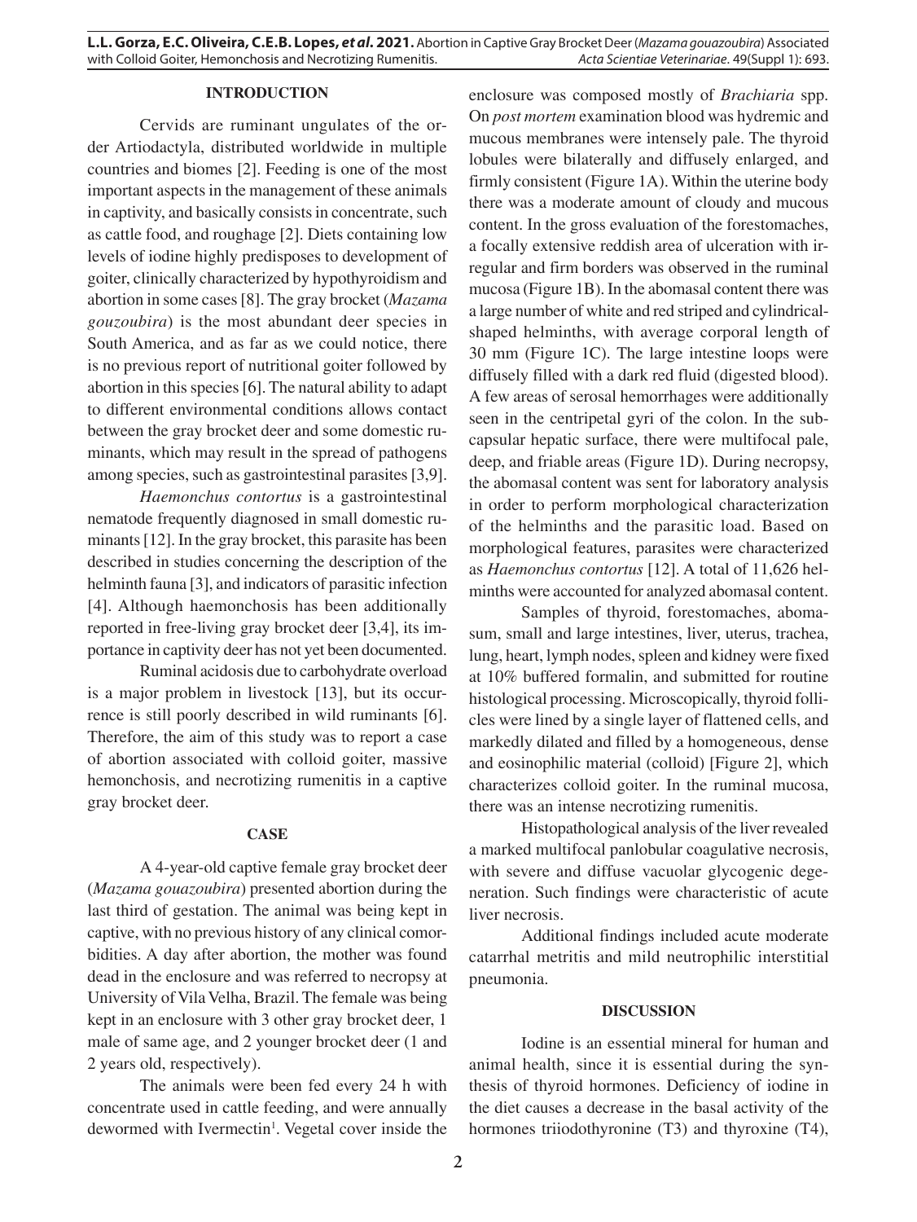## INTRODUCTION

Cervids are ruminant ungulates of the order Artiodactyla, distributed worldwide in multiple countries and biomes [2]. Feeding is one of the most important aspects in the management of these animals in captivity, and basically consists in concentrate, such as cattle food, and roughage [2]. Diets containing low levels of iodine highly predisposes to development of goiter, clinically characterized by hypothyroidism and abortion in some cases [8]. The gray brocket (*Mazama gouzoubira*) is the most abundant deer species in South America, and as far as we could notice, there is no previous report of nutritional goiter followed by abortion in this species [6]. The natural ability to adapt to different environmental conditions allows contact between the gray brocket deer and some domestic ruminants, which may result in the spread of pathogens among species, such as gastrointestinal parasites [3,9].

*Haemonchus contortus* is a gastrointestinal nematode frequently diagnosed in small domestic ruminants [12]. In the gray brocket, this parasite has been described in studies concerning the description of the helminth fauna [3], and indicators of parasitic infection [4]. Although haemonchosis has been additionally reported in free-living gray brocket deer [3,4], its importance in captivity deer has not yet been documented.

Ruminal acidosis due to carbohydrate overload is a major problem in livestock [13], but its occurrence is still poorly described in wild ruminants [6]. Therefore, the aim of this study was to report a case of abortion associated with colloid goiter, massive hemonchosis, and necrotizing rumenitis in a captive gray brocket deer.

## CASE

A 4-year-old captive female gray brocket deer (*Mazama gouazoubira*) presented abortion during the last third of gestation. The animal was being kept in captive, with no previous history of any clinical comorbidities. A day after abortion, the mother was found dead in the enclosure and was referred to necropsy at University of Vila Velha, Brazil. The female was being kept in an enclosure with 3 other gray brocket deer, 1 male of same age, and 2 younger brocket deer (1 and 2 years old, respectively).

The animals were been fed every 24 h with concentrate used in cattle feeding, and were annually dewormed with Ivermectin[1]. Vegetal cover inside the enclosure was composed mostly of *Brachiaria* spp. On *post mortem* examination blood was hydremic and mucous membranes were intensely pale. The thyroid lobules were bilaterally and diffusely enlarged, and firmly consistent (Figure 1A). Within the uterine body there was a moderate amount of cloudy and mucous content. In the gross evaluation of the forestomaches, a focally extensive reddish area of ulceration with irregular and firm borders was observed in the ruminal mucosa (Figure 1B). In the abomasal content there was a large number of white and red striped and cylindrical-shaped helminths, with average corporal length of 30 mm (Figure 1C). The large intestine loops were diffusely filled with a dark red fluid (digested blood). A few areas of serosal hemorrhages were additionally seen in the centripetal gyri of the colon. In the subcapsular hepatic surface, there were multifocal pale, deep, and friable areas (Figure 1D). During necropsy, the abomasal content was sent for laboratory analysis in order to perform morphological characterization of the helminths and the parasitic load. Based on morphological features, parasites were characterized as *Haemonchus contortus* [12]. A total of 11,626 helminths were accounted for analyzed abomasal content.

Samples of thyroid, forestomaches, abomasum, small and large intestines, liver, uterus, trachea, lung, heart, lymph nodes, spleen and kidney were fixed at 10% buffered formalin, and submitted for routine histological processing. Microscopically, thyroid follicles were lined by a single layer of flattened cells, and markedly dilated and filled by a homogeneous, dense and eosinophilic material (colloid) [Figure 2], which characterizes colloid goiter. In the ruminal mucosa, there was an intense necrotizing rumenitis.

Histopathological analysis of the liver revealed a marked multifocal panlobular coagulative necrosis, with severe and diffuse vacuolar glycogenic degeneration. Such findings were characteristic of acute liver necrosis.

Additional findings included acute moderate catarrhal metritis and mild neutrophilic interstitial pneumonia.

## DISCUSSION

Iodine is an essential mineral for human and animal health, since it is essential during the synthesis of thyroid hormones. Deficiency of iodine in the diet causes a decrease in the basal activity of the hormones triiodothyronine (T3) and thyroxine (T4),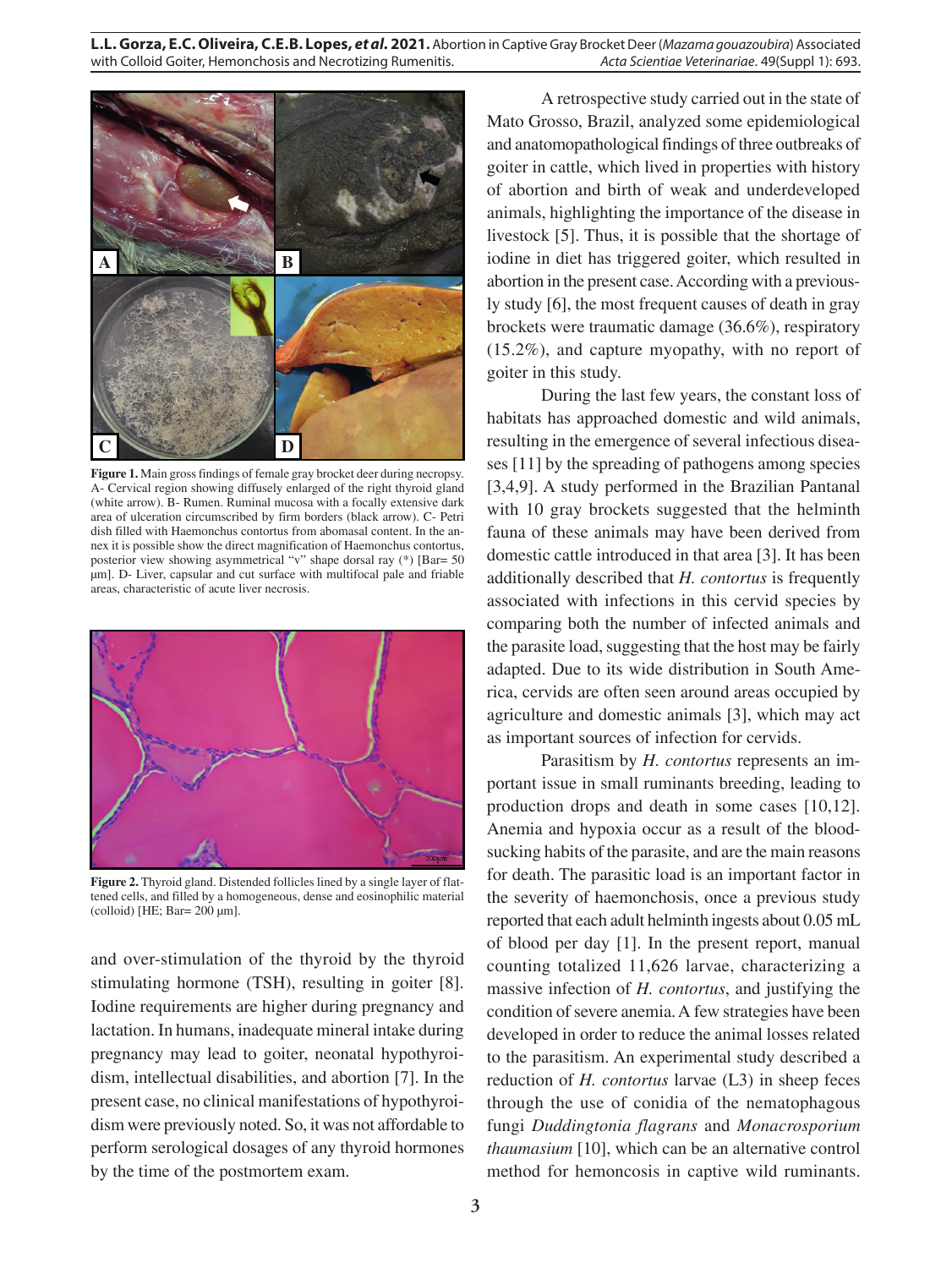**Figure 1.** Main gross findings of female gray brocket deer during necropsy. A- Cervical region showing diffusely enlarged of the right thyroid gland (white arrow). B- Rumen. Ruminal mucosa with a focally extensive dark area of ulceration circumscribed by firm borders (black arrow). C- Petri dish filled with Haemonchus contortus from abomasal content. In the annex it is possible show the direct magnification of Haemonchus contortus, posterior view showing asymmetrical "v" shape dorsal ray (*) [Bar= 50 µm]. D- Liver, capsular and cut surface with multifocal pale and friable areas, characteristic of acute liver necrosis.

**Figure 2.** Thyroid gland. Distended follicles lined by a single layer of flattened cells, and filled by a homogeneous, dense and eosinophilic material (colloid) [HE; Bar= 200 µm].

and over-stimulation of the thyroid by the thyroid stimulating hormone (TSH), resulting in goiter [8]. Iodine requirements are higher during pregnancy and lactation. In humans, inadequate mineral intake during pregnancy may lead to goiter, neonatal hypothyroidism, intellectual disabilities, and abortion [7]. In the present case, no clinical manifestations of hypothyroidism were previously noted. So, it was not affordable to perform serological dosages of any thyroid hormones by the time of the postmortem exam.

A retrospective study carried out in the state of Mato Grosso, Brazil, analyzed some epidemiological and anatomopathological findings of three outbreaks of goiter in cattle, which lived in properties with history of abortion and birth of weak and underdeveloped animals, highlighting the importance of the disease in livestock [5]. Thus, it is possible that the shortage of iodine in diet has triggered goiter, which resulted in abortion in the present case. According with a previously study [6], the most frequent causes of death in gray brockets were traumatic damage (36.6%), respiratory (15.2%), and capture myopathy, with no report of goiter in this study.

During the last few years, the constant loss of habitats has approached domestic and wild animals, resulting in the emergence of several infectious diseases [11] by the spreading of pathogens among species [3,4,9]. A study performed in the Brazilian Pantanal with 10 gray brockets suggested that the helminth fauna of these animals may have been derived from domestic cattle introduced in that area [3]. It has been additionally described that *H. contortus* is frequently associated with infections in this cervid species by comparing both the number of infected animals and the parasite load, suggesting that the host may be fairly adapted. Due to its wide distribution in South America, cervids are often seen around areas occupied by agriculture and domestic animals [3], which may act as important sources of infection for cervids.

Parasitism by *H. contortus* represents an important issue in small ruminants breeding, leading to production drops and death in some cases [10,12]. Anemia and hypoxia occur as a result of the blood-sucking habits of the parasite, and are the main reasons for death. The parasitic load is an important factor in the severity of haemonchosis, once a previous study reported that each adult helminth ingests about 0.05 mL of blood per day [1]. In the present report, manual counting totalized 11,626 larvae, characterizing a massive infection of *H. contortus*, and justifying the condition of severe anemia. A few strategies have been developed in order to reduce the animal losses related to the parasitism. An experimental study described a reduction of *H. contortus* larvae (L3) in sheep feces through the use of conidia of the nematophagous fungi *Duddingtonia flagrans* and *Monacrosporium thaumasium* [10], which can be an alternative control method for hemoncosis in captive wild ruminants.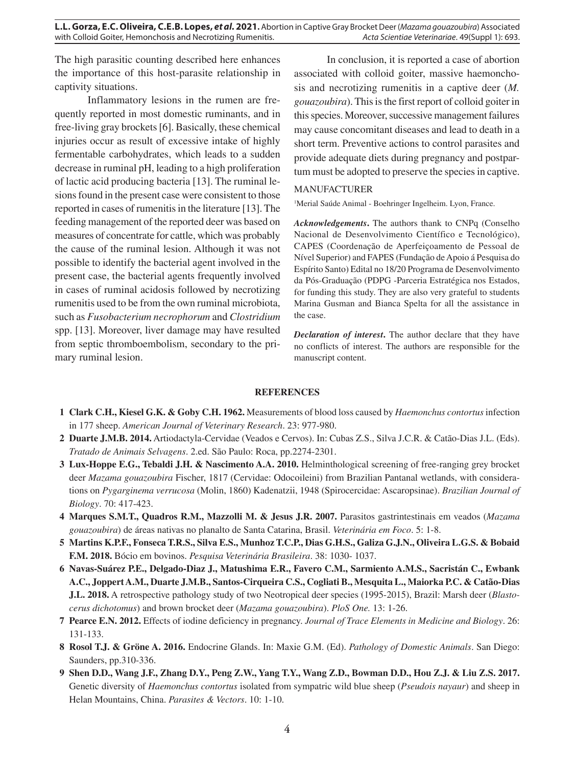The high parasitic counting described here enhances the importance of this host-parasite relationship in captivity situations.

Inflammatory lesions in the rumen are frequently reported in most domestic ruminants, and in free-living gray brockets [6]. Basically, these chemical injuries occur as result of excessive intake of highly fermentable carbohydrates, which leads to a sudden decrease in ruminal pH, leading to a high proliferation of lactic acid producing bacteria [13]. The ruminal lesions found in the present case were consistent to those reported in cases of rumenitis in the literature [13]. The feeding management of the reported deer was based on measures of concentrate for cattle, which was probably the cause of the ruminal lesion. Although it was not possible to identify the bacterial agent involved in the present case, the bacterial agents frequently involved in cases of ruminal acidosis followed by necrotizing rumenitis used to be from the own ruminal microbiota, such as *Fusobacterium necrophorum* and *Clostridium* spp. [13]. Moreover, liver damage may have resulted from septic thromboembolism, secondary to the primary ruminal lesion.

In conclusion, it is reported a case of abortion associated with colloid goiter, massive haemonchosis and necrotizing rumenitis in a captive deer (*M. gouazoubira*). This is the first report of colloid goiter in this species. Moreover, successive management failures may cause concomitant diseases and lead to death in a short term. Preventive actions to control parasites and provide adequate diets during pregnancy and postpartum must be adopted to preserve the species in captive.

MANUFACTURER

[1]Merial Saúde Animal - Boehringer Ingelheim. Lyon, France.

***Acknowledgements*.** The authors thank to CNPq (Conselho Nacional de Desenvolvimento Científico e Tecnológico), CAPES (Coordenação de Aperfeiçoamento de Pessoal de Nível Superior) and FAPES (Fundação de Apoio á Pesquisa do Espírito Santo) Edital no 18/20 Programa de Desenvolvimento da Pós-Graduação (PDPG -Parceria Estratégica nos Estados, for funding this study. They are also very grateful to students Marina Gusman and Bianca Spelta for all the assistance in the case.

***Declaration of interest*.** The author declare that they have no conflicts of interest. The authors are responsible for the manuscript content.

## REFERENCES

1 **Clark C.H., Kiesel G.K. & Goby C.H. 1962.** Measurements of blood loss caused by *Haemonchus contortus* infection in 177 sheep. *American Journal of Veterinary Research*. 23: 977-980.

2 **Duarte J.M.B. 2014.** Artiodactyla-Cervidae (Veados e Cervos). In: Cubas Z.S., Silva J.C.R. & Catão-Dias J.L. (Eds). *Tratado de Animais Selvagens*. 2.ed. São Paulo: Roca, pp.2274-2301.

3 **Lux-Hoppe E.G., Tebaldi J.H. & Nascimento A.A. 2010.** Helminthological screening of free-ranging grey brocket deer *Mazama gouazoubira* Fischer, 1817 (Cervidae: Odocoileini) from Brazilian Pantanal wetlands, with considerations on *Pygarginema verrucosa* (Molin, 1860) Kadenatzii, 1948 (Spirocercidae: Ascaropsinae). *Brazilian Journal of Biology*. 70: 417-423.

4 **Marques S.M.T., Quadros R.M., Mazzolli M. & Jesus J.R. 2007.** Parasitos gastrintestinais em veados (*Mazama gouazoubira*) de áreas nativas no planalto de Santa Catarina, Brasil. *Veterinária em Foco*. 5: 1-8.

5 **Martins K.P.F., Fonseca T.R.S., Silva E.S., Munhoz T.C.P., Dias G.H.S., Galiza G.J.N., Oliveira L.G.S. & Bobaid F.M. 2018.** Bócio em bovinos. *Pesquisa Veterinária Brasileira*. 38: 1030- 1037.

6 **Navas-Suárez P.E., Delgado-Diaz J., Matushima E.R., Favero C.M., Sarmiento A.M.S., Sacristán C., Ewbank A.C., Joppert A.M., Duarte J.M.B., Santos-Cirqueira C.S., Cogliati B., Mesquita L., Maiorka P.C. & Catão-Dias J.L. 2018.** A retrospective pathology study of two Neotropical deer species (1995-2015), Brazil: Marsh deer (*Blastocerus dichotomus*) and brown brocket deer (*Mazama gouazoubira*). *PloS One.* 13: 1-26.

7 **Pearce E.N. 2012.** Effects of iodine deficiency in pregnancy. *Journal of Trace Elements in Medicine and Biology*. 26: 131-133.

8 **Rosol T.J. & Gröne A. 2016.** Endocrine Glands. In: Maxie G.M. (Ed). *Pathology of Domestic Animals*. San Diego: Saunders, pp.310-336.

9 **Shen D.D., Wang J.F., Zhang D.Y., Peng Z.W., Yang T.Y., Wang Z.D., Bowman D.D., Hou Z.J. & Liu Z.S. 2017.** Genetic diversity of *Haemonchus contortus* isolated from sympatric wild blue sheep (*Pseudois nayaur*) and sheep in Helan Mountains, China. *Parasites & Vectors*. 10: 1-10.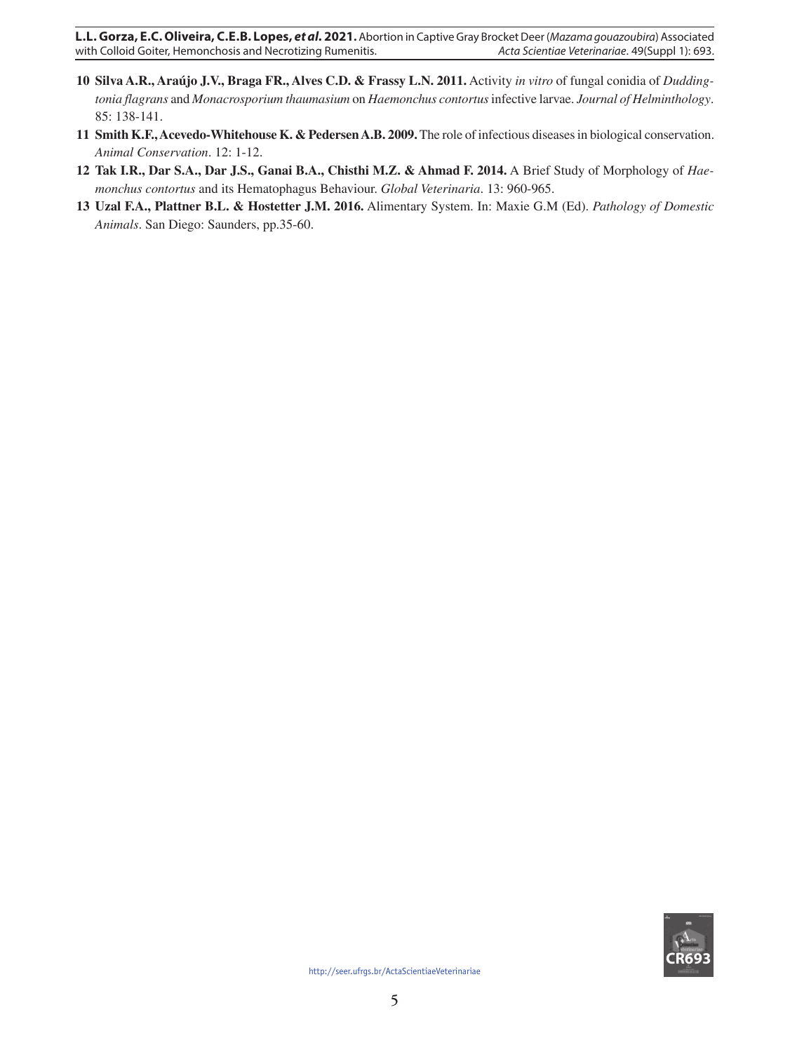10 **Silva A.R., Araújo J.V., Braga FR., Alves C.D. & Frassy L.N. 2011.** Activity *in vitro* of fungal conidia of *Duddingtonia flagrans* and *Monacrosporium thaumasium* on *Haemonchus contortus* infective larvae. *Journal of Helminthology*. 85: 138-141.

11 **Smith K.F., Acevedo-Whitehouse K. & Pedersen A.B. 2009.** The role of infectious diseases in biological conservation. *Animal Conservation*. 12: 1-12.

12 **Tak I.R., Dar S.A., Dar J.S., Ganai B.A., Chisthi M.Z. & Ahmad F. 2014.** A Brief Study of Morphology of *Haemonchus contortus* and its Hematophagus Behaviour. *Global Veterinaria*. 13: 960-965.

13 **Uzal F.A., Plattner B.L. & Hostetter J.M. 2016.** Alimentary System. In: Maxie G.M (Ed). *Pathology of Domestic Animals*. San Diego: Saunders, pp.35-60.